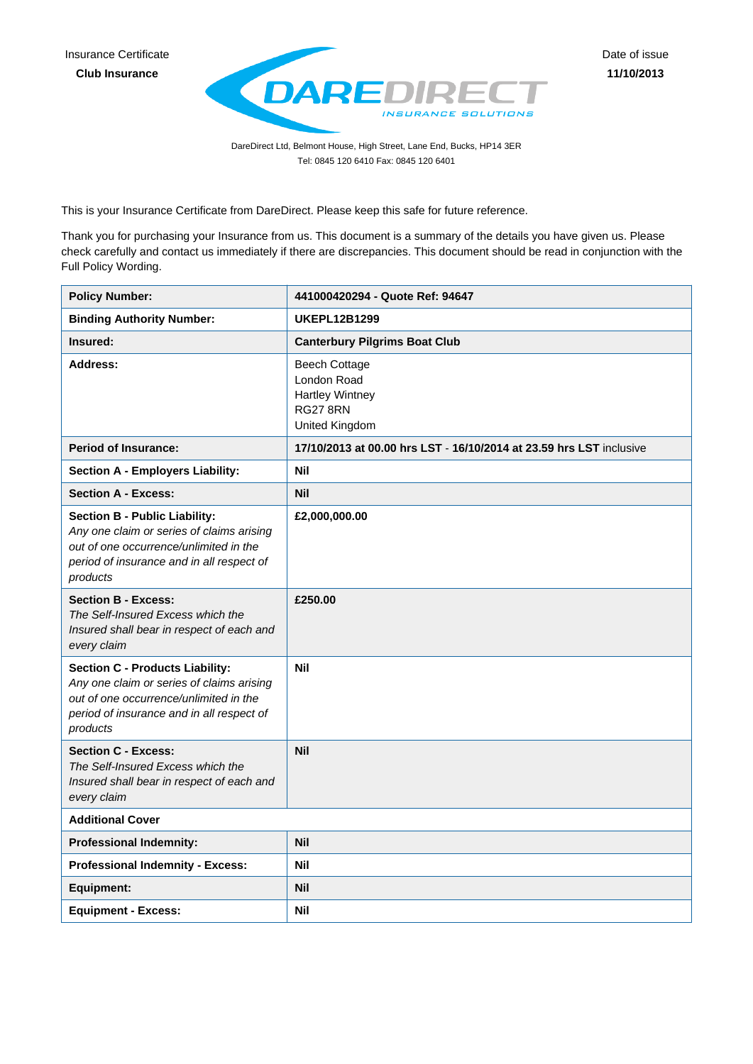Insurance Certificate

**Club Insurance**

Date of issue

**11/10/2013**

DAREDIRECT INSURANCE SOLUTIONS

DareDirect Ltd, Belmont House, High Street, Lane End, Bucks, HP14 3ER
Tel: 0845 120 6410 Fax: 0845 120 6401

This is your Insurance Certificate from DareDirect. Please keep this safe for future reference.

Thank you for purchasing your Insurance from us. This document is a summary of the details you have given us. Please check carefully and contact us immediately if there are discrepancies. This document should be read in conjunction with the Full Policy Wording.

| | |
|---|---|
| **Policy Number:** | **441000420294 - Quote Ref: 94647** |
| **Binding Authority Number:** | **UKEPL12B1299** |
| **Insured:** | **Canterbury Pilgrims Boat Club** |
| **Address:** | Beech Cottage<br>London Road<br>Hartley Wintney<br>RG27 8RN<br>United Kingdom |
| **Period of Insurance:** | **17/10/2013 at 00.00 hrs LST** - **16/10/2014 at 23.59 hrs LST** inclusive |
| **Section A - Employers Liability:** | **Nil** |
| **Section A - Excess:** | **Nil** |
| **Section B - Public Liability:** *Any one claim or series of claims arising out of one occurrence/unlimited in the period of insurance and in all respect of products* | **£2,000,000.00** |
| **Section B - Excess:** *The Self-Insured Excess which the Insured shall bear in respect of each and every claim* | **£250.00** |
| **Section C - Products Liability:** *Any one claim or series of claims arising out of one occurrence/unlimited in the period of insurance and in all respect of products* | **Nil** |
| **Section C - Excess:** *The Self-Insured Excess which the Insured shall bear in respect of each and every claim* | **Nil** |
| **Additional Cover** | |
| **Professional Indemnity:** | **Nil** |
| **Professional Indemnity - Excess:** | **Nil** |
| **Equipment:** | **Nil** |
| **Equipment - Excess:** | **Nil** |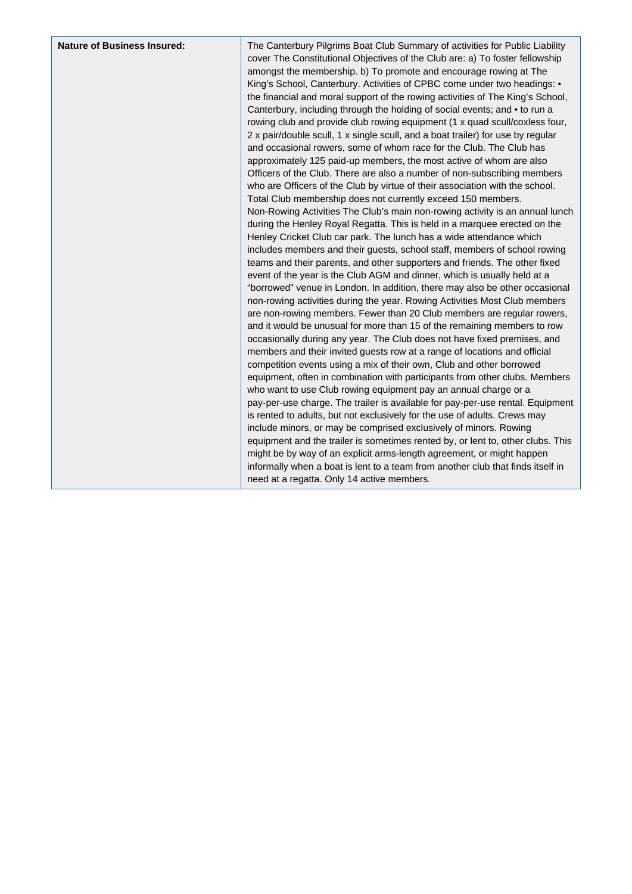| Nature of Business Insured: | The Canterbury Pilgrims Boat Club Summary of activities for Public Liability cover The Constitutional Objectives of the Club are: a) To foster fellowship amongst the membership. b) To promote and encourage rowing at The King's School, Canterbury. Activities of CPBC come under two headings: • the financial and moral support of the rowing activities of The King's School, Canterbury, including through the holding of social events; and • to run a rowing club and provide club rowing equipment (1 x quad scull/coxless four, 2 x pair/double scull, 1 x single scull, and a boat trailer) for use by regular and occasional rowers, some of whom race for the Club. The Club has approximately 125 paid-up members, the most active of whom are also Officers of the Club. There are also a number of non-subscribing members who are Officers of the Club by virtue of their association with the school. Total Club membership does not currently exceed 150 members. Non-Rowing Activities The Club's main non-rowing activity is an annual lunch during the Henley Royal Regatta. This is held in a marquee erected on the Henley Cricket Club car park. The lunch has a wide attendance which includes members and their guests, school staff, members of school rowing teams and their parents, and other supporters and friends. The other fixed event of the year is the Club AGM and dinner, which is usually held at a "borrowed" venue in London. In addition, there may also be other occasional non-rowing activities during the year. Rowing Activities Most Club members are non-rowing members. Fewer than 20 Club members are regular rowers, and it would be unusual for more than 15 of the remaining members to row occasionally during any year. The Club does not have fixed premises, and members and their invited guests row at a range of locations and official competition events using a mix of their own, Club and other borrowed equipment, often in combination with participants from other clubs. Members who want to use Club rowing equipment pay an annual charge or a pay-per-use charge. The trailer is available for pay-per-use rental. Equipment is rented to adults, but not exclusively for the use of adults. Crews may include minors, or may be comprised exclusively of minors. Rowing equipment and the trailer is sometimes rented by, or lent to, other clubs. This might be by way of an explicit arms-length agreement, or might happen informally when a boat is lent to a team from another club that finds itself in need at a regatta. Only 14 active members. |
|---|---|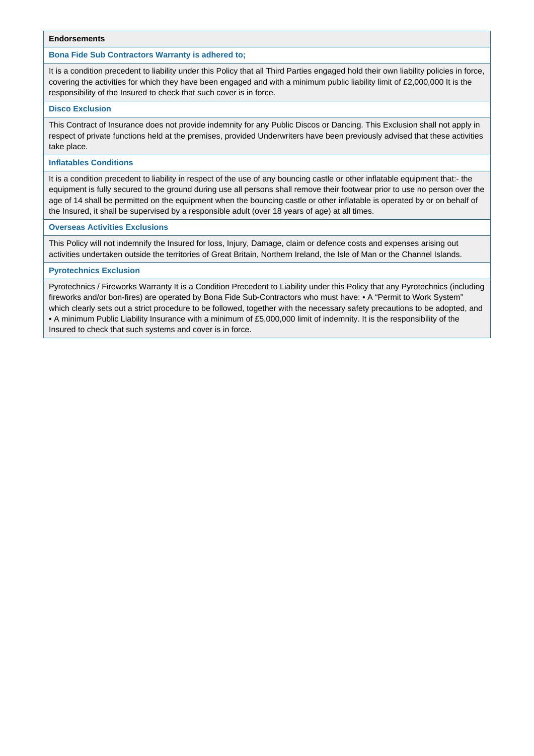## Endorsements

### Bona Fide Sub Contractors Warranty is adhered to;

It is a condition precedent to liability under this Policy that all Third Parties engaged hold their own liability policies in force, covering the activities for which they have been engaged and with a minimum public liability limit of £2,000,000 It is the responsibility of the Insured to check that such cover is in force.

### Disco Exclusion

This Contract of Insurance does not provide indemnity for any Public Discos or Dancing. This Exclusion shall not apply in respect of private functions held at the premises, provided Underwriters have been previously advised that these activities take place.

### Inflatables Conditions

It is a condition precedent to liability in respect of the use of any bouncing castle or other inflatable equipment that:- the equipment is fully secured to the ground during use all persons shall remove their footwear prior to use no person over the age of 14 shall be permitted on the equipment when the bouncing castle or other inflatable is operated by or on behalf of the Insured, it shall be supervised by a responsible adult (over 18 years of age) at all times.

### Overseas Activities Exclusions

This Policy will not indemnify the Insured for loss, Injury, Damage, claim or defence costs and expenses arising out activities undertaken outside the territories of Great Britain, Northern Ireland, the Isle of Man or the Channel Islands.

### Pyrotechnics Exclusion

Pyrotechnics / Fireworks Warranty It is a Condition Precedent to Liability under this Policy that any Pyrotechnics (including fireworks and/or bon-fires) are operated by Bona Fide Sub-Contractors who must have: • A "Permit to Work System" which clearly sets out a strict procedure to be followed, together with the necessary safety precautions to be adopted, and • A minimum Public Liability Insurance with a minimum of £5,000,000 limit of indemnity. It is the responsibility of the Insured to check that such systems and cover is in force.